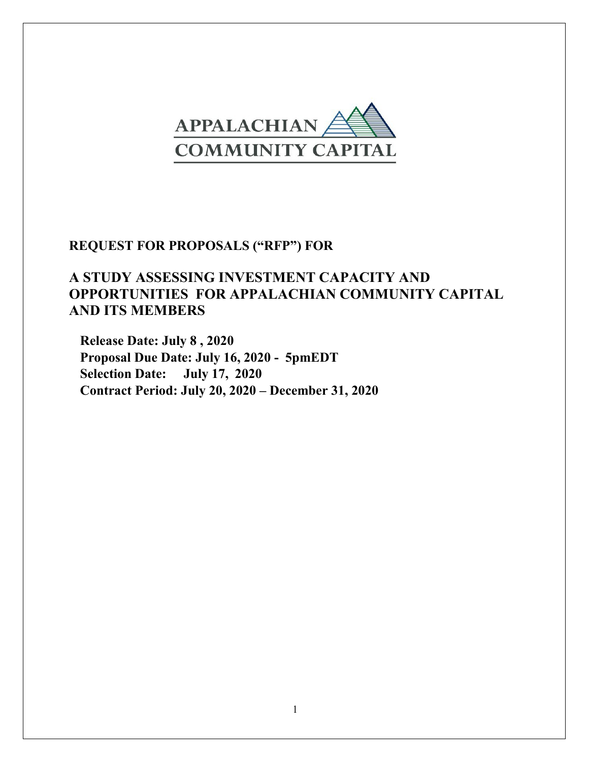APPALACHIAN COMMUNITY CAPITAL

# REQUEST FOR PROPOSALS ("RFP") FOR

# A STUDY ASSESSING INVESTMENT CAPACITY AND OPPORTUNITIES FOR APPALACHIAN COMMUNITY CAPITAL AND ITS MEMBERS

**Release Date: July 8 , 2020**
**Proposal Due Date: July 16, 2020 - 5pmEDT**
**Selection Date: July 17, 2020**
**Contract Period: July 20, 2020 – December 31, 2020**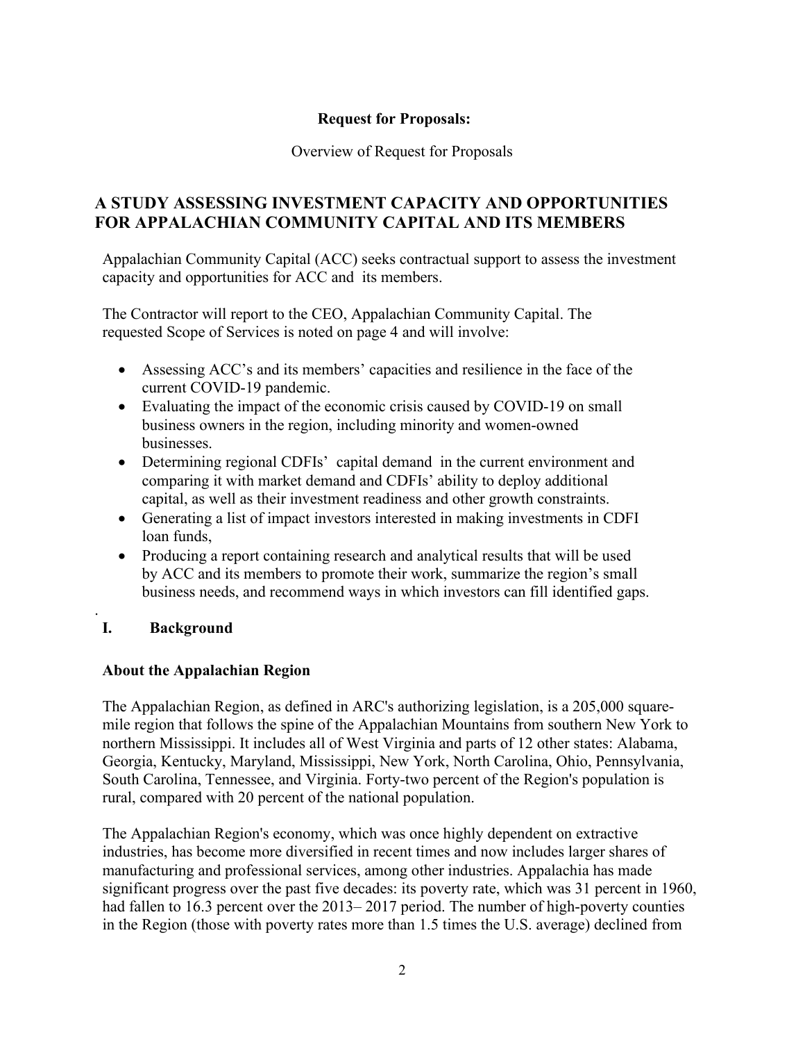**Request for Proposals:**

Overview of Request for Proposals

## A STUDY ASSESSING INVESTMENT CAPACITY AND OPPORTUNITIES FOR APPALACHIAN COMMUNITY CAPITAL AND ITS MEMBERS

Appalachian Community Capital (ACC) seeks contractual support to assess the investment capacity and opportunities for ACC and its members.

The Contractor will report to the CEO, Appalachian Community Capital. The requested Scope of Services is noted on page 4 and will involve:

- Assessing ACC's and its members' capacities and resilience in the face of the current COVID-19 pandemic.
- Evaluating the impact of the economic crisis caused by COVID-19 on small business owners in the region, including minority and women-owned businesses.
- Determining regional CDFIs' capital demand in the current environment and comparing it with market demand and CDFIs' ability to deploy additional capital, as well as their investment readiness and other growth constraints.
- Generating a list of impact investors interested in making investments in CDFI loan funds,
- Producing a report containing research and analytical results that will be used by ACC and its members to promote their work, summarize the region's small business needs, and recommend ways in which investors can fill identified gaps.

## I. Background

### About the Appalachian Region

The Appalachian Region, as defined in ARC's authorizing legislation, is a 205,000 square-mile region that follows the spine of the Appalachian Mountains from southern New York to northern Mississippi. It includes all of West Virginia and parts of 12 other states: Alabama, Georgia, Kentucky, Maryland, Mississippi, New York, North Carolina, Ohio, Pennsylvania, South Carolina, Tennessee, and Virginia. Forty-two percent of the Region's population is rural, compared with 20 percent of the national population.

The Appalachian Region's economy, which was once highly dependent on extractive industries, has become more diversified in recent times and now includes larger shares of manufacturing and professional services, among other industries. Appalachia has made significant progress over the past five decades: its poverty rate, which was 31 percent in 1960, had fallen to 16.3 percent over the 2013– 2017 period. The number of high-poverty counties in the Region (those with poverty rates more than 1.5 times the U.S. average) declined from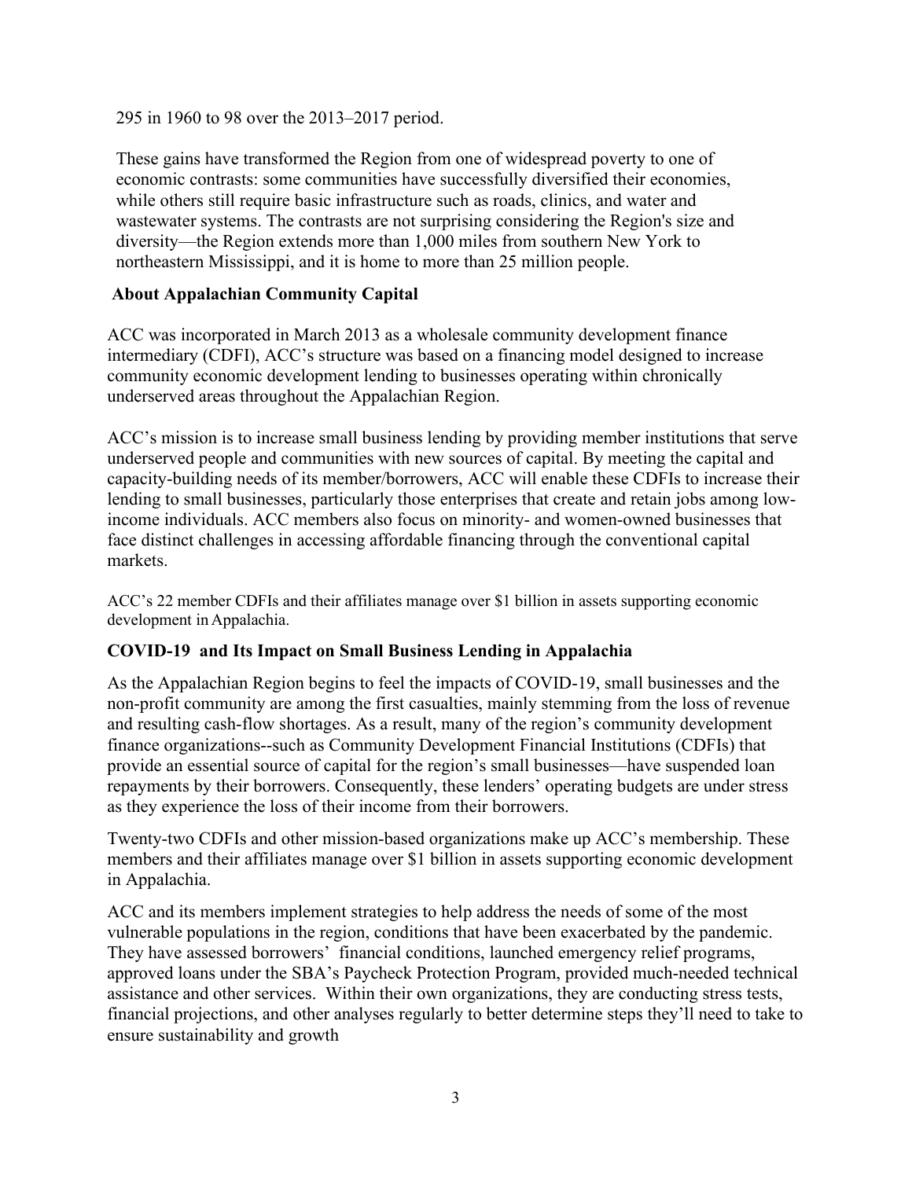295 in 1960 to 98 over the 2013–2017 period.

These gains have transformed the Region from one of widespread poverty to one of economic contrasts: some communities have successfully diversified their economies, while others still require basic infrastructure such as roads, clinics, and water and wastewater systems. The contrasts are not surprising considering the Region's size and diversity—the Region extends more than 1,000 miles from southern New York to northeastern Mississippi, and it is home to more than 25 million people.

## About Appalachian Community Capital

ACC was incorporated in March 2013 as a wholesale community development finance intermediary (CDFI), ACC's structure was based on a financing model designed to increase community economic development lending to businesses operating within chronically underserved areas throughout the Appalachian Region.

ACC's mission is to increase small business lending by providing member institutions that serve underserved people and communities with new sources of capital. By meeting the capital and capacity-building needs of its member/borrowers, ACC will enable these CDFIs to increase their lending to small businesses, particularly those enterprises that create and retain jobs among low-income individuals. ACC members also focus on minority- and women-owned businesses that face distinct challenges in accessing affordable financing through the conventional capital markets.

ACC's 22 member CDFIs and their affiliates manage over $1 billion in assets supporting economic development in Appalachia.

## COVID-19 and Its Impact on Small Business Lending in Appalachia

As the Appalachian Region begins to feel the impacts of COVID-19, small businesses and the non-profit community are among the first casualties, mainly stemming from the loss of revenue and resulting cash-flow shortages. As a result, many of the region's community development finance organizations--such as Community Development Financial Institutions (CDFIs) that provide an essential source of capital for the region's small businesses—have suspended loan repayments by their borrowers. Consequently, these lenders' operating budgets are under stress as they experience the loss of their income from their borrowers.

Twenty-two CDFIs and other mission-based organizations make up ACC's membership. These members and their affiliates manage over $1 billion in assets supporting economic development in Appalachia.

ACC and its members implement strategies to help address the needs of some of the most vulnerable populations in the region, conditions that have been exacerbated by the pandemic. They have assessed borrowers' financial conditions, launched emergency relief programs, approved loans under the SBA's Paycheck Protection Program, provided much-needed technical assistance and other services. Within their own organizations, they are conducting stress tests, financial projections, and other analyses regularly to better determine steps they'll need to take to ensure sustainability and growth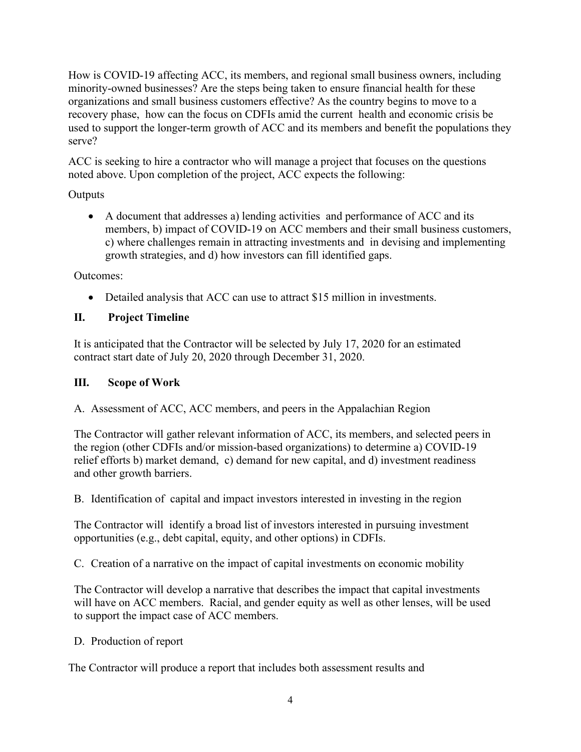How is COVID-19 affecting ACC, its members, and regional small business owners, including minority-owned businesses? Are the steps being taken to ensure financial health for these organizations and small business customers effective? As the country begins to move to a recovery phase, how can the focus on CDFIs amid the current health and economic crisis be used to support the longer-term growth of ACC and its members and benefit the populations they serve?

ACC is seeking to hire a contractor who will manage a project that focuses on the questions noted above. Upon completion of the project, ACC expects the following:

Outputs

- A document that addresses a) lending activities and performance of ACC and its members, b) impact of COVID-19 on ACC members and their small business customers, c) where challenges remain in attracting investments and in devising and implementing growth strategies, and d) how investors can fill identified gaps.

Outcomes:

- Detailed analysis that ACC can use to attract $15 million in investments.

## II. Project Timeline

It is anticipated that the Contractor will be selected by July 17, 2020 for an estimated contract start date of July 20, 2020 through December 31, 2020.

## III. Scope of Work

A. Assessment of ACC, ACC members, and peers in the Appalachian Region

The Contractor will gather relevant information of ACC, its members, and selected peers in the region (other CDFIs and/or mission-based organizations) to determine a) COVID-19 relief efforts b) market demand, c) demand for new capital, and d) investment readiness and other growth barriers.

B. Identification of capital and impact investors interested in investing in the region

The Contractor will identify a broad list of investors interested in pursuing investment opportunities (e.g., debt capital, equity, and other options) in CDFIs.

C. Creation of a narrative on the impact of capital investments on economic mobility

The Contractor will develop a narrative that describes the impact that capital investments will have on ACC members. Racial, and gender equity as well as other lenses, will be used to support the impact case of ACC members.

D. Production of report

The Contractor will produce a report that includes both assessment results and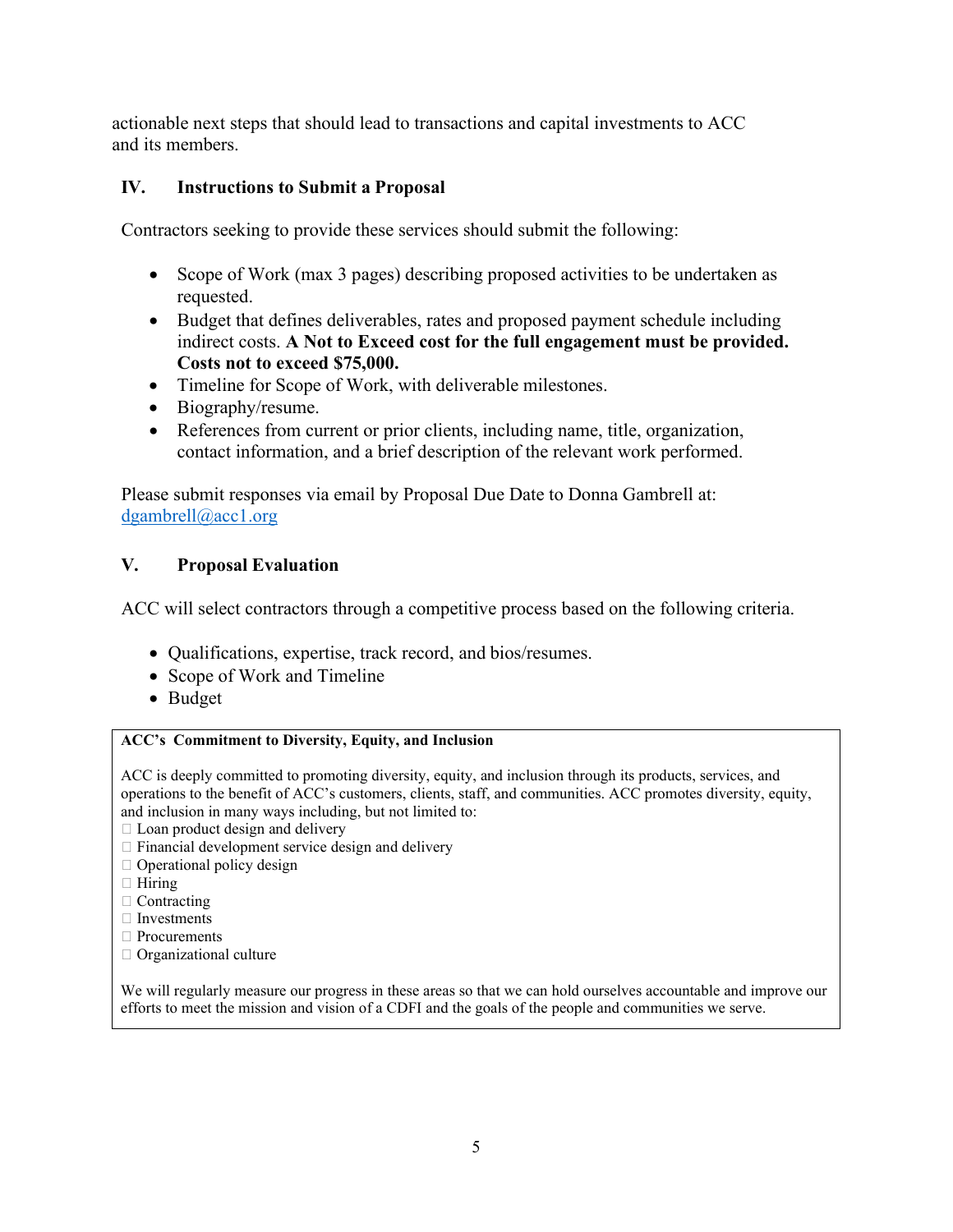actionable next steps that should lead to transactions and capital investments to ACC and its members.

## IV. Instructions to Submit a Proposal

Contractors seeking to provide these services should submit the following:

- Scope of Work (max 3 pages) describing proposed activities to be undertaken as requested.
- Budget that defines deliverables, rates and proposed payment schedule including indirect costs. **A Not to Exceed cost for the full engagement must be provided. Costs not to exceed $75,000.**
- Timeline for Scope of Work, with deliverable milestones.
- Biography/resume.
- References from current or prior clients, including name, title, organization, contact information, and a brief description of the relevant work performed.

Please submit responses via email by Proposal Due Date to Donna Gambrell at: dgambrell@acc1.org

## V. Proposal Evaluation

ACC will select contractors through a competitive process based on the following criteria.

- Qualifications, expertise, track record, and bios/resumes.
- Scope of Work and Timeline
- Budget

**ACC's Commitment to Diversity, Equity, and Inclusion**

ACC is deeply committed to promoting diversity, equity, and inclusion through its products, services, and operations to the benefit of ACC's customers, clients, staff, and communities. ACC promotes diversity, equity, and inclusion in many ways including, but not limited to:

- Loan product design and delivery
- Financial development service design and delivery
- Operational policy design
- Hiring
- Contracting
- Investments
- Procurements
- Organizational culture

We will regularly measure our progress in these areas so that we can hold ourselves accountable and improve our efforts to meet the mission and vision of a CDFI and the goals of the people and communities we serve.